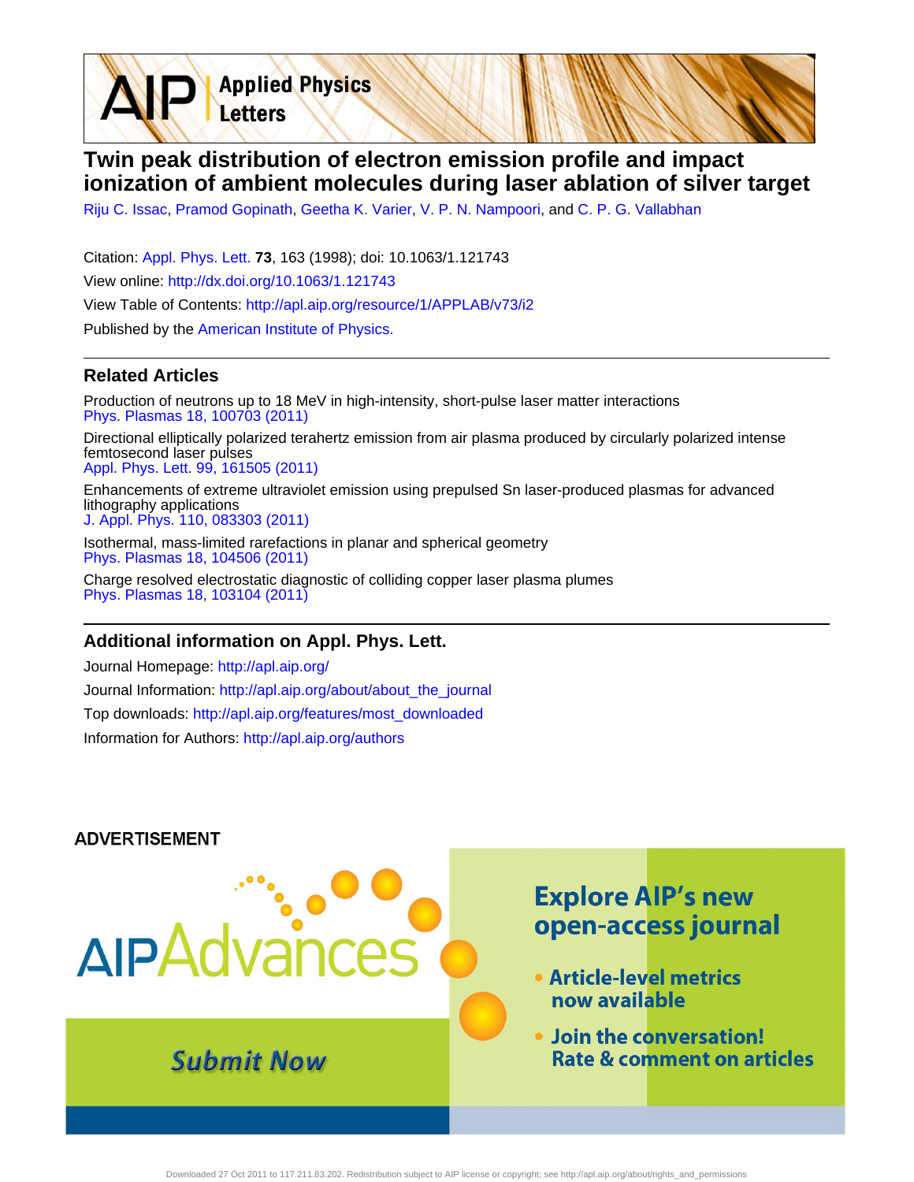# Twin peak distribution of electron emission profile and impact ionization of ambient molecules during laser ablation of silver target

Riju C. Issac, Pramod Gopinath, Geetha K. Varier, V. P. N. Nampoori, and C. P. G. Vallabhan

Citation: Appl. Phys. Lett. **73**, 163 (1998); doi: 10.1063/1.121743

View online: http://dx.doi.org/10.1063/1.121743

View Table of Contents: http://apl.aip.org/resource/1/APPLAB/v73/i2

Published by the American Institute of Physics.

## Related Articles

Production of neutrons up to 18 MeV in high-intensity, short-pulse laser matter interactions
Phys. Plasmas 18, 100703 (2011)

Directional elliptically polarized terahertz emission from air plasma produced by circularly polarized intense femtosecond laser pulses
Appl. Phys. Lett. 99, 161505 (2011)

Enhancements of extreme ultraviolet emission using prepulsed Sn laser-produced plasmas for advanced lithography applications
J. Appl. Phys. 110, 083303 (2011)

Isothermal, mass-limited rarefactions in planar and spherical geometry
Phys. Plasmas 18, 104506 (2011)

Charge resolved electrostatic diagnostic of colliding copper laser plasma plumes
Phys. Plasmas 18, 103104 (2011)

## Additional information on Appl. Phys. Lett.

Journal Homepage: http://apl.aip.org/

Journal Information: http://apl.aip.org/about/about_the_journal

Top downloads: http://apl.aip.org/features/most_downloaded

Information for Authors: http://apl.aip.org/authors

ADVERTISEMENT

AIPAdvances

Submit Now

Explore AIP's new open-access journal

- Article-level metrics now available
- Join the conversation! Rate & comment on articles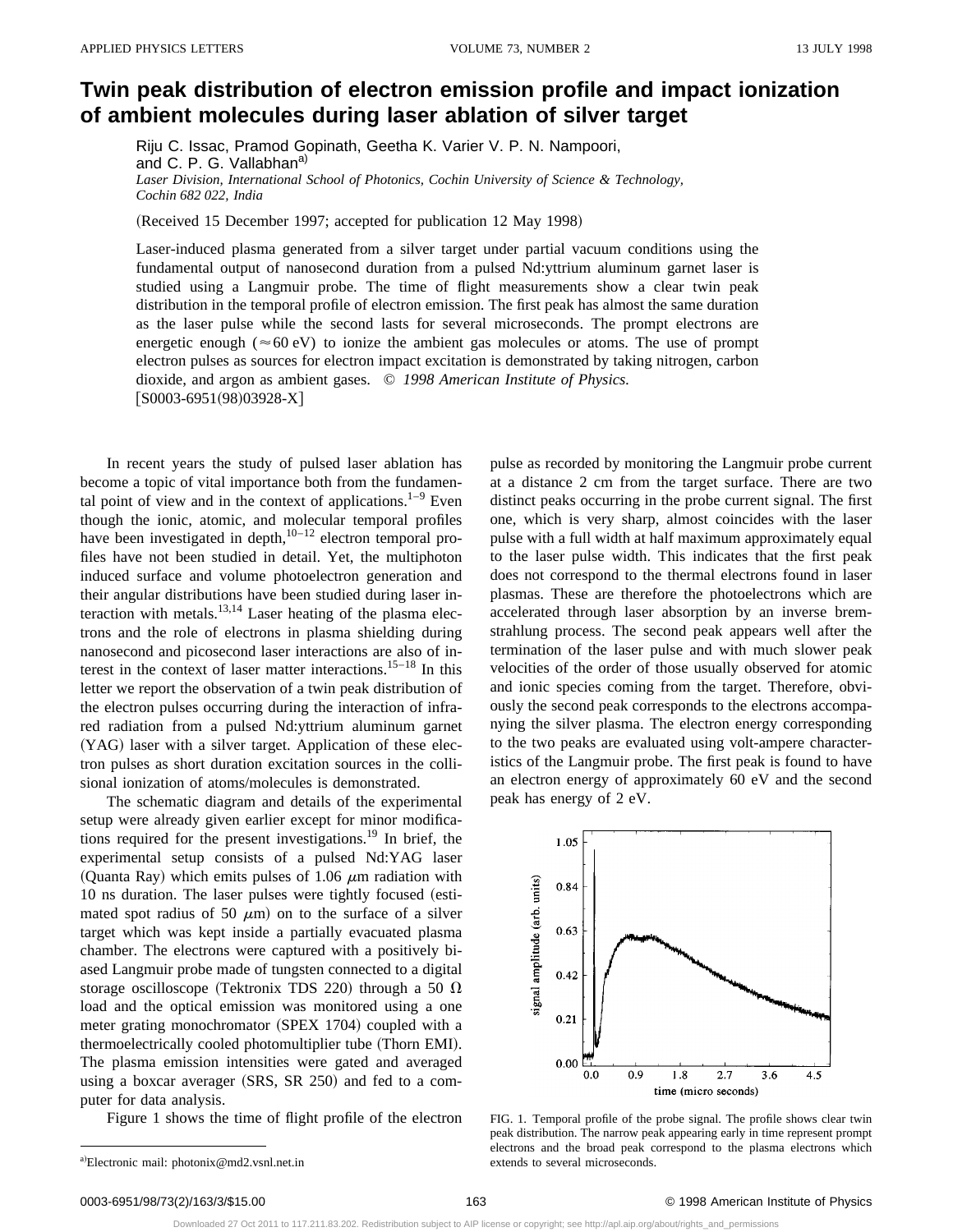# Twin peak distribution of electron emission profile and impact ionization of ambient molecules during laser ablation of silver target

Riju C. Issac, Pramod Gopinath, Geetha K. Varier V. P. N. Nampoori, and C. P. G. Vallabhan[a)]

*Laser Division, International School of Photonics, Cochin University of Science & Technology, Cochin 682 022, India*

(Received 15 December 1997; accepted for publication 12 May 1998)

Laser-induced plasma generated from a silver target under partial vacuum conditions using the fundamental output of nanosecond duration from a pulsed Nd:yttrium aluminum garnet laser is studied using a Langmuir probe. The time of flight measurements show a clear twin peak distribution in the temporal profile of electron emission. The first peak has almost the same duration as the laser pulse while the second lasts for several microseconds. The prompt electrons are energetic enough (≈60 eV) to ionize the ambient gas molecules or atoms. The use of prompt electron pulses as sources for electron impact excitation is demonstrated by taking nitrogen, carbon dioxide, and argon as ambient gases. © *1998 American Institute of Physics.* [S0003-6951(98)03928-X]

In recent years the study of pulsed laser ablation has become a topic of vital importance both from the fundamental point of view and in the context of applications.[1–9] Even though the ionic, atomic, and molecular temporal profiles have been investigated in depth,[10–12] electron temporal profiles have not been studied in detail. Yet, the multiphoton induced surface and volume photoelectron generation and their angular distributions have been studied during laser interaction with metals.[13,14] Laser heating of the plasma electrons and the role of electrons in plasma shielding during nanosecond and picosecond laser interactions are also of interest in the context of laser matter interactions.[15–18] In this letter we report the observation of a twin peak distribution of the electron pulses occurring during the interaction of infrared radiation from a pulsed Nd:yttrium aluminum garnet (YAG) laser with a silver target. Application of these electron pulses as short duration excitation sources in the collisional ionization of atoms/molecules is demonstrated.

The schematic diagram and details of the experimental setup were already given earlier except for minor modifications required for the present investigations.[19] In brief, the experimental setup consists of a pulsed Nd:YAG laser (Quanta Ray) which emits pulses of 1.06 $\mu$m radiation with 10 ns duration. The laser pulses were tightly focused (estimated spot radius of 50 $\mu$m) on to the surface of a silver target which was kept inside a partially evacuated plasma chamber. The electrons were captured with a positively biased Langmuir probe made of tungsten connected to a digital storage oscilloscope (Tektronix TDS 220) through a 50 Ω load and the optical emission was monitored using a one meter grating monochromator (SPEX 1704) coupled with a thermoelectrically cooled photomultiplier tube (Thorn EMI). The plasma emission intensities were gated and averaged using a boxcar averager (SRS, SR 250) and fed to a computer for data analysis.

Figure 1 shows the time of flight profile of the electron pulse as recorded by monitoring the Langmuir probe current at a distance 2 cm from the target surface. There are two distinct peaks occurring in the probe current signal. The first one, which is very sharp, almost coincides with the laser pulse with a full width at half maximum approximately equal to the laser pulse width. This indicates that the first peak does not correspond to the thermal electrons found in laser plasmas. These are therefore the photoelectrons which are accelerated through laser absorption by an inverse bremsstrahlung process. The second peak appears well after the termination of the laser pulse and with much slower peak velocities of the order of those usually observed for atomic and ionic species coming from the target. Therefore, obviously the second peak corresponds to the electrons accompanying the silver plasma. The electron energy corresponding to the two peaks are evaluated using volt-ampere characteristics of the Langmuir probe. The first peak is found to have an electron energy of approximately 60 eV and the second peak has energy of 2 eV.

FIG. 1. Temporal profile of the probe signal. The profile shows clear twin peak distribution. The narrow peak appearing early in time represent prompt electrons and the broad peak correspond to the plasma electrons which extends to several microseconds.

[a)]Electronic mail: photonix@md2.vsnl.net.in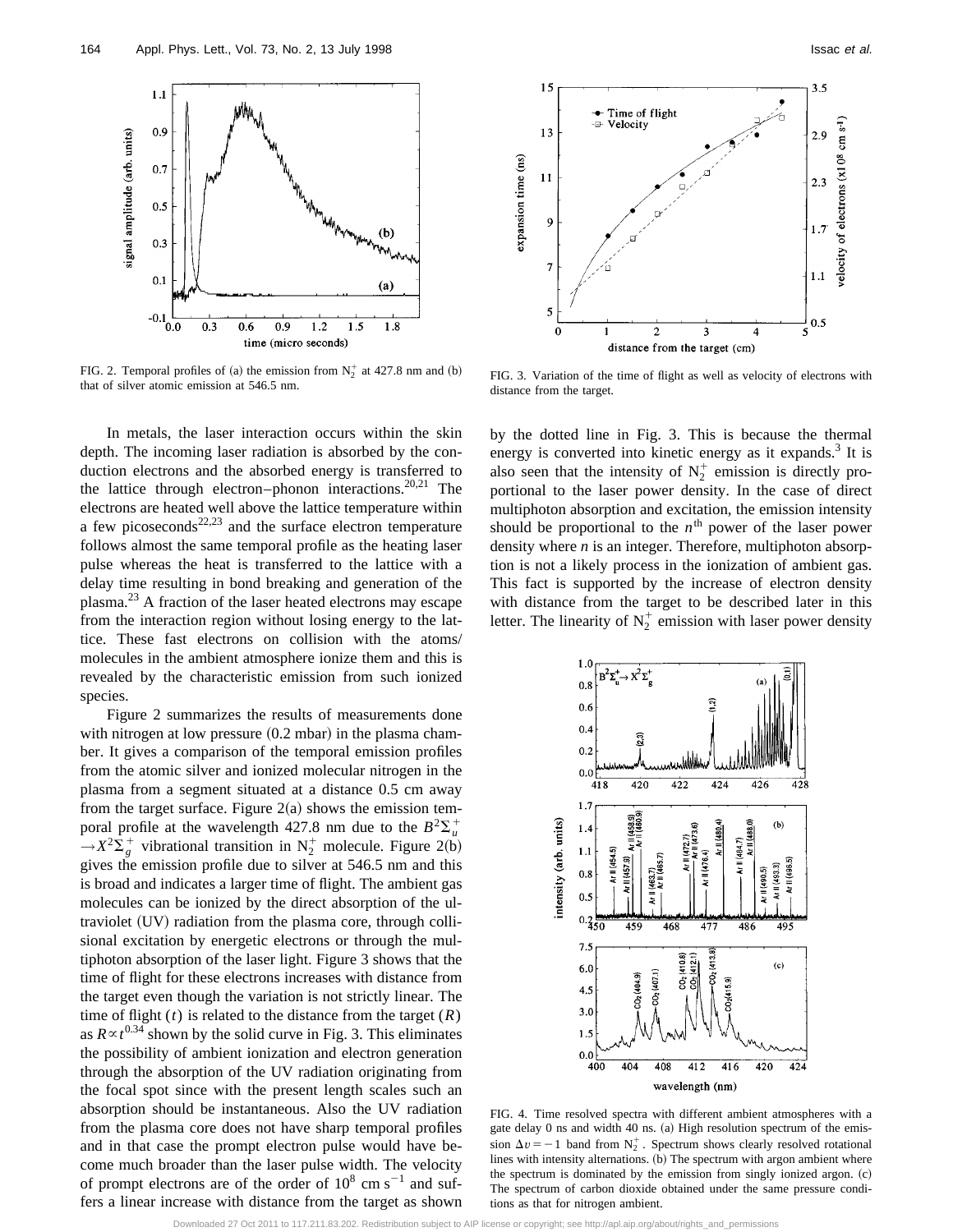FIG. 2. Temporal profiles of (a) the emission from $N_2^+$ at 427.8 nm and (b) that of silver atomic emission at 546.5 nm.

FIG. 3. Variation of the time of flight as well as velocity of electrons with distance from the target.

In metals, the laser interaction occurs within the skin depth. The incoming laser radiation is absorbed by the conduction electrons and the absorbed energy is transferred to the lattice through electron–phonon interactions.[20,21] The electrons are heated well above the lattice temperature within a few picoseconds[22,23] and the surface electron temperature follows almost the same temporal profile as the heating laser pulse whereas the heat is transferred to the lattice with a delay time resulting in bond breaking and generation of the plasma.[23] A fraction of the laser heated electrons may escape from the interaction region without losing energy to the lattice. These fast electrons on collision with the atoms/molecules in the ambient atmosphere ionize them and this is revealed by the characteristic emission from such ionized species.

Figure 2 summarizes the results of measurements done with nitrogen at low pressure (0.2 mbar) in the plasma chamber. It gives a comparison of the temporal emission profiles from the atomic silver and ionized molecular nitrogen in the plasma from a segment situated at a distance 0.5 cm away from the target surface. Figure 2(a) shows the emission temporal profile at the wavelength 427.8 nm due to the $B^2\Sigma_u^+ \rightarrow X^2\Sigma_g^+$ vibrational transition in $N_2^+$ molecule. Figure 2(b) gives the emission profile due to silver at 546.5 nm and this is broad and indicates a larger time of flight. The ambient gas molecules can be ionized by the direct absorption of the ultraviolet (UV) radiation from the plasma core, through collisional excitation by energetic electrons or through the multiphoton absorption of the laser light. Figure 3 shows that the time of flight for these electrons increases with distance from the target even though the variation is not strictly linear. The time of flight ($t$) is related to the distance from the target ($R$) as $R \propto t^{0.34}$ shown by the solid curve in Fig. 3. This eliminates the possibility of ambient ionization and electron generation through the absorption of the UV radiation originating from the focal spot since with the present length scales such an absorption should be instantaneous. Also the UV radiation from the plasma core does not have sharp temporal profiles and in that case the prompt electron pulse would have become much broader than the laser pulse width. The velocity of prompt electrons are of the order of $10^8$ cm s$^{-1}$ and suffers a linear increase with distance from the target as shown by the dotted line in Fig. 3. This is because the thermal energy is converted into kinetic energy as it expands.[3] It is also seen that the intensity of $N_2^+$ emission is directly proportional to the laser power density. In the case of direct multiphoton absorption and excitation, the emission intensity should be proportional to the $n^{\text{th}}$ power of the laser power density where $n$ is an integer. Therefore, multiphoton absorption is not a likely process in the ionization of ambient gas. This fact is supported by the increase of electron density with distance from the target to be described later in this letter. The linearity of $N_2^+$ emission with laser power density

FIG. 4. Time resolved spectra with different ambient atmospheres with a gate delay 0 ns and width 40 ns. (a) High resolution spectrum of the emission $\Delta v = -1$ band from $N_2^+$. Spectrum shows clearly resolved rotational lines with intensity alternations. (b) The spectrum with argon ambient where the spectrum is dominated by the emission from singly ionized argon. (c) The spectrum of carbon dioxide obtained under the same pressure conditions as that for nitrogen ambient.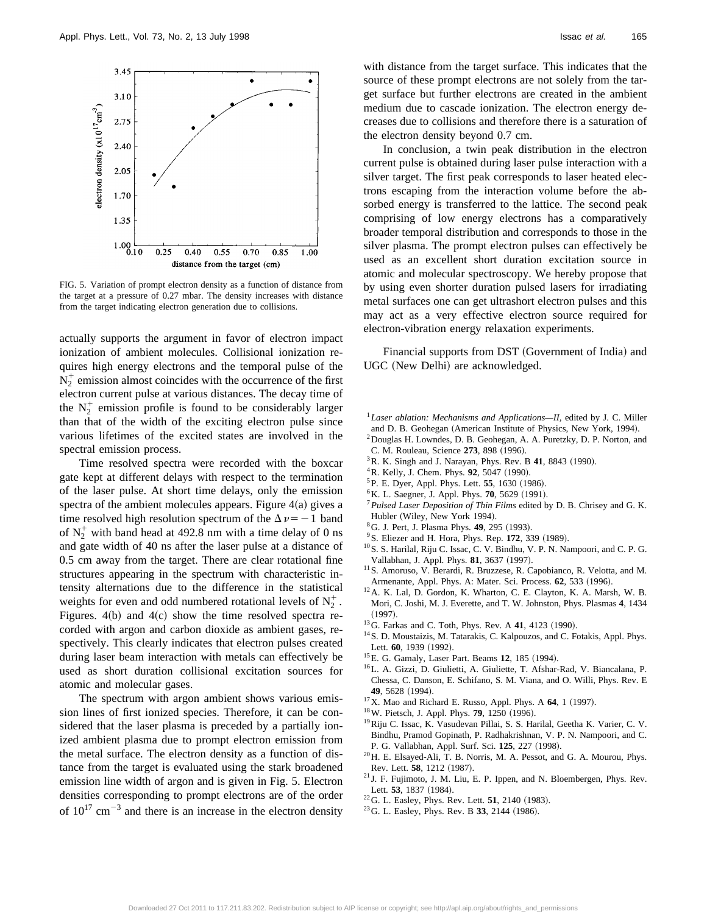3.45
3.10
2.75
2.40
2.05
1.70
1.35
1.00
electron density (x10$^{17}$cm$^{-3}$)
0.10 0.25 0.40 0.55 0.70 0.85 1.00
distance from the target (cm)

FIG. 5. Variation of prompt electron density as a function of distance from the target at a pressure of 0.27 mbar. The density increases with distance from the target indicating electron generation due to collisions.

actually supports the argument in favor of electron impact ionization of ambient molecules. Collisional ionization requires high energy electrons and the temporal pulse of the $N_2^+$ emission almost coincides with the occurrence of the first electron current pulse at various distances. The decay time of the $N_2^+$ emission profile is found to be considerably larger than that of the width of the exciting electron pulse since various lifetimes of the excited states are involved in the spectral emission process.

Time resolved spectra were recorded with the boxcar gate kept at different delays with respect to the termination of the laser pulse. At short time delays, only the emission spectra of the ambient molecules appears. Figure 4(a) gives a time resolved high resolution spectrum of the $\Delta\nu = -1$ band of $N_2^+$ with band head at 492.8 nm with a time delay of 0 ns and gate width of 40 ns after the laser pulse at a distance of 0.5 cm away from the target. There are clear rotational fine structures appearing in the spectrum with characteristic intensity alternations due to the difference in the statistical weights for even and odd numbered rotational levels of $N_2^+$. Figures. 4(b) and 4(c) show the time resolved spectra recorded with argon and carbon dioxide as ambient gases, respectively. This clearly indicates that electron pulses created during laser beam interaction with metals can effectively be used as short duration collisional excitation sources for atomic and molecular gases.

The spectrum with argon ambient shows various emission lines of first ionized species. Therefore, it can be considered that the laser plasma is preceded by a partially ionized ambient plasma due to prompt electron emission from the metal surface. The electron density as a function of distance from the target is evaluated using the stark broadened emission line width of argon and is given in Fig. 5. Electron densities corresponding to prompt electrons are of the order of $10^{17}$ cm$^{-3}$ and there is an increase in the electron density with distance from the target surface. This indicates that the source of these prompt electrons are not solely from the target surface but further electrons are created in the ambient medium due to cascade ionization. The electron energy decreases due to collisions and therefore there is a saturation of the electron density beyond 0.7 cm.

In conclusion, a twin peak distribution in the electron current pulse is obtained during laser pulse interaction with a silver target. The first peak corresponds to laser heated electrons escaping from the interaction volume before the absorbed energy is transferred to the lattice. The second peak comprising of low energy electrons has a comparatively broader temporal distribution and corresponds to those in the silver plasma. The prompt electron pulses can effectively be used as an excellent short duration excitation source in atomic and molecular spectroscopy. We hereby propose that by using even shorter duration pulsed lasers for irradiating metal surfaces one can get ultrashort electron pulses and this may act as a very effective electron source required for electron-vibration energy relaxation experiments.

Financial supports from DST (Government of India) and UGC (New Delhi) are acknowledged.

[1] *Laser ablation: Mechanisms and Applications—II*, edited by J. C. Miller and D. B. Geohegan (American Institute of Physics, New York, 1994).
[2] Douglas H. Lowndes, D. B. Geohegan, A. A. Puretzky, D. P. Norton, and C. M. Rouleau, Science **273**, 898 (1996).
[3] R. K. Singh and J. Narayan, Phys. Rev. B **41**, 8843 (1990).
[4] R. Kelly, J. Chem. Phys. **92**, 5047 (1990).
[5] P. E. Dyer, Appl. Phys. Lett. **55**, 1630 (1986).
[6] K. L. Saegner, J. Appl. Phys. **70**, 5629 (1991).
[7] *Pulsed Laser Deposition of Thin Films* edited by D. B. Chrisey and G. K. Hubler (Wiley, New York 1994).
[8] G. J. Pert, J. Plasma Phys. **49**, 295 (1993).
[9] S. Eliezer and H. Hora, Phys. Rep. **172**, 339 (1989).
[10] S. S. Harilal, Riju C. Issac, C. V. Bindhu, V. P. N. Nampoori, and C. P. G. Vallabhan, J. Appl. Phys. **81**, 3637 (1997).
[11] S. Amoruso, V. Berardi, R. Bruzzese, R. Capobianco, R. Velotta, and M. Armenante, Appl. Phys. A: Mater. Sci. Process. **62**, 533 (1996).
[12] A. K. Lal, D. Gordon, K. Wharton, C. E. Clayton, K. A. Marsh, W. B. Mori, C. Joshi, M. J. Everette, and T. W. Johnston, Phys. Plasmas **4**, 1434 (1997).
[13] G. Farkas and C. Toth, Phys. Rev. A **41**, 4123 (1990).
[14] S. D. Moustaizis, M. Tatarakis, C. Kalpouzos, and C. Fotakis, Appl. Phys. Lett. **60**, 1939 (1992).
[15] E. G. Gamaly, Laser Part. Beams **12**, 185 (1994).
[16] L. A. Gizzi, D. Giulietti, A. Giuliette, T. Afshar-Rad, V. Biancalana, P. Chessa, C. Danson, E. Schifano, S. M. Viana, and O. Willi, Phys. Rev. E **49**, 5628 (1994).
[17] X. Mao and Richard E. Russo, Appl. Phys. A **64**, 1 (1997).
[18] W. Pietsch, J. Appl. Phys. **79**, 1250 (1996).
[19] Riju C. Issac, K. Vasudevan Pillai, S. S. Harilal, Geetha K. Varier, C. V. Bindhu, Pramod Gopinath, P. Radhakrishnan, V. P. N. Nampoori, and C. P. G. Vallabhan, Appl. Surf. Sci. **125**, 227 (1998).
[20] H. E. Elsayed-Ali, T. B. Norris, M. A. Pessot, and G. A. Mourou, Phys. Rev. Lett. **58**, 1212 (1987).
[21] J. F. Fujimoto, J. M. Liu, E. P. Ippen, and N. Bloembergen, Phys. Rev. Lett. **53**, 1837 (1984).
[22] G. L. Easley, Phys. Rev. Lett. **51**, 2140 (1983).
[23] G. L. Easley, Phys. Rev. B **33**, 2144 (1986).